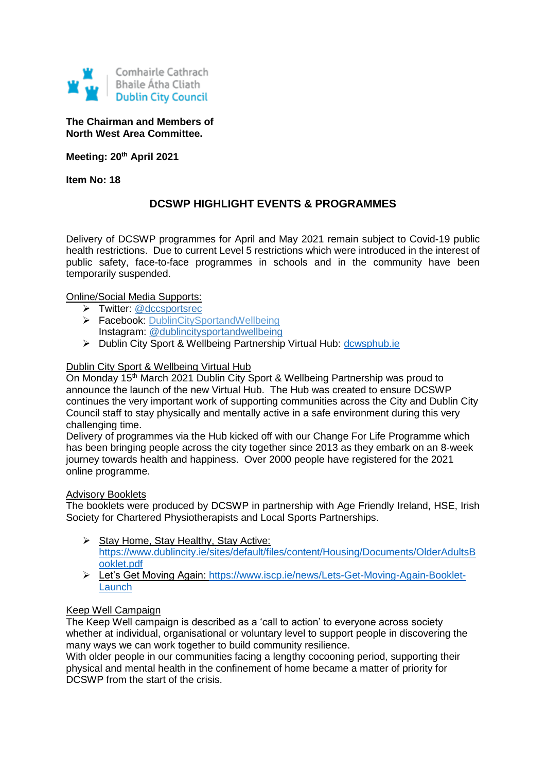Comhairle Cathrach
Bhaile Átha Cliath
Dublin City Council

**The Chairman and Members of**
**North West Area Committee.**

**Meeting: 20th April 2021**

**Item No: 18**

## DCSWP HIGHLIGHT EVENTS & PROGRAMMES

Delivery of DCSWP programmes for April and May 2021 remain subject to Covid-19 public health restrictions. Due to current Level 5 restrictions which were introduced in the interest of public safety, face-to-face programmes in schools and in the community have been temporarily suspended.

Online/Social Media Supports:

- Twitter: @dccsportsrec
- Facebook: DublinCitySportandWellbeing
  Instagram: @dublincitysportandwellbeing
- Dublin City Sport & Wellbeing Partnership Virtual Hub: dcwsphub.ie

Dublin City Sport & Wellbeing Virtual Hub

On Monday 15th March 2021 Dublin City Sport & Wellbeing Partnership was proud to announce the launch of the new Virtual Hub. The Hub was created to ensure DCSWP continues the very important work of supporting communities across the City and Dublin City Council staff to stay physically and mentally active in a safe environment during this very challenging time.

Delivery of programmes via the Hub kicked off with our Change For Life Programme which has been bringing people across the city together since 2013 as they embark on an 8-week journey towards health and happiness. Over 2000 people have registered for the 2021 online programme.

Advisory Booklets

The booklets were produced by DCSWP in partnership with Age Friendly Ireland, HSE, Irish Society for Chartered Physiotherapists and Local Sports Partnerships.

- Stay Home, Stay Healthy, Stay Active: https://www.dublincity.ie/sites/default/files/content/Housing/Documents/OlderAdultsBooklet.pdf
- Let's Get Moving Again: https://www.iscp.ie/news/Lets-Get-Moving-Again-Booklet-Launch

Keep Well Campaign

The Keep Well campaign is described as a 'call to action' to everyone across society whether at individual, organisational or voluntary level to support people in discovering the many ways we can work together to build community resilience.

With older people in our communities facing a lengthy cocooning period, supporting their physical and mental health in the confinement of home became a matter of priority for DCSWP from the start of the crisis.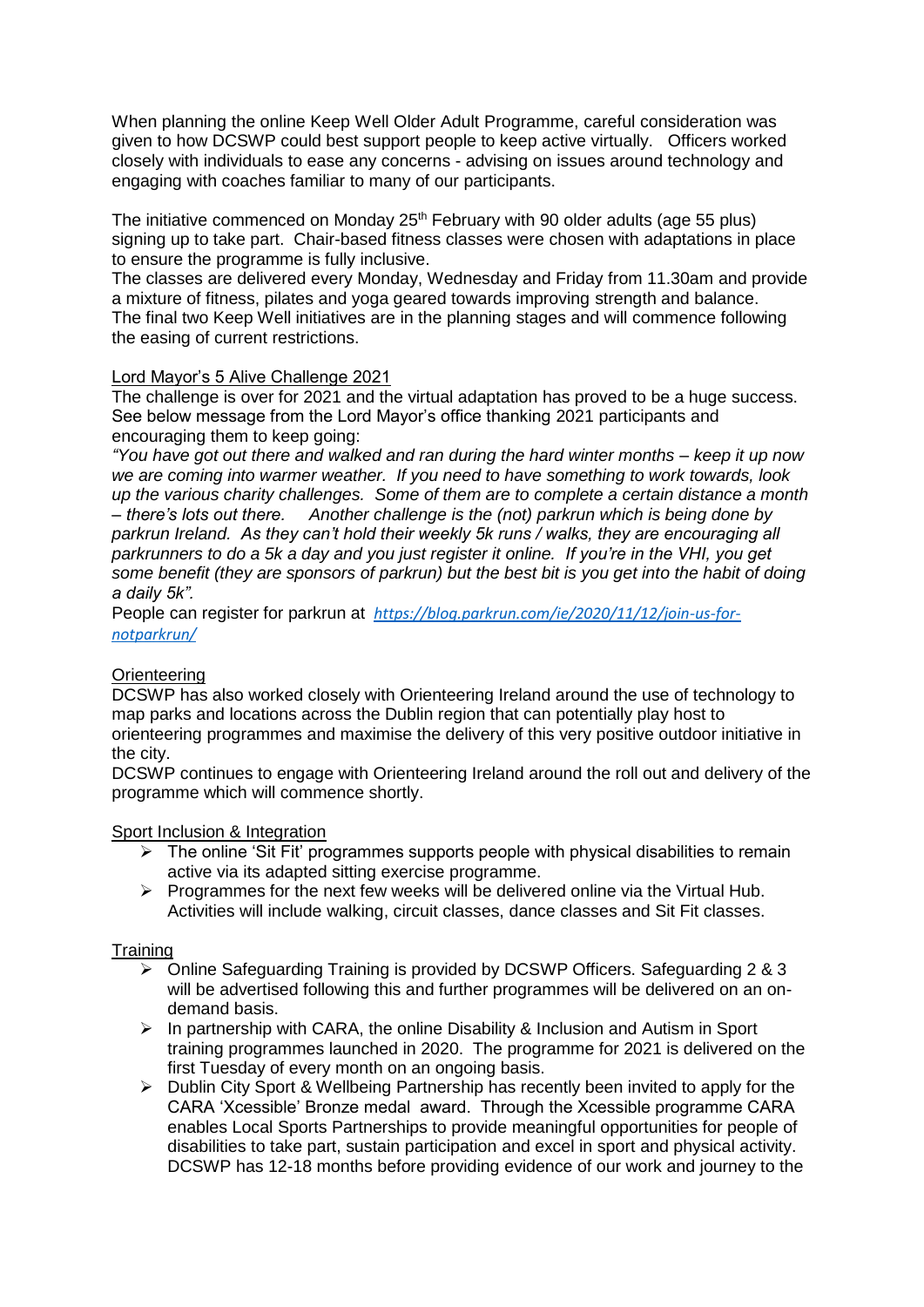When planning the online Keep Well Older Adult Programme, careful consideration was given to how DCSWP could best support people to keep active virtually. Officers worked closely with individuals to ease any concerns - advising on issues around technology and engaging with coaches familiar to many of our participants.

The initiative commenced on Monday 25th February with 90 older adults (age 55 plus) signing up to take part. Chair-based fitness classes were chosen with adaptations in place to ensure the programme is fully inclusive.

The classes are delivered every Monday, Wednesday and Friday from 11.30am and provide a mixture of fitness, pilates and yoga geared towards improving strength and balance.

The final two Keep Well initiatives are in the planning stages and will commence following the easing of current restrictions.

<u>Lord Mayor's 5 Alive Challenge 2021</u>

The challenge is over for 2021 and the virtual adaptation has proved to be a huge success. See below message from the Lord Mayor's office thanking 2021 participants and encouraging them to keep going:

*"You have got out there and walked and ran during the hard winter months – keep it up now we are coming into warmer weather. If you need to have something to work towards, look up the various charity challenges. Some of them are to complete a certain distance a month – there's lots out there. Another challenge is the (not) parkrun which is being done by parkrun Ireland. As they can't hold their weekly 5k runs / walks, they are encouraging all parkrunners to do a 5k a day and you just register it online. If you're in the VHI, you get some benefit (they are sponsors of parkrun) but the best bit is you get into the habit of doing a daily 5k".*

People can register for parkrun at *https://blog.parkrun.com/ie/2020/11/12/join-us-for-notparkrun/*

<u>Orienteering</u>

DCSWP has also worked closely with Orienteering Ireland around the use of technology to map parks and locations across the Dublin region that can potentially play host to orienteering programmes and maximise the delivery of this very positive outdoor initiative in the city.

DCSWP continues to engage with Orienteering Ireland around the roll out and delivery of the programme which will commence shortly.

<u>Sport Inclusion & Integration</u>

- The online 'Sit Fit' programmes supports people with physical disabilities to remain active via its adapted sitting exercise programme.
- Programmes for the next few weeks will be delivered online via the Virtual Hub. Activities will include walking, circuit classes, dance classes and Sit Fit classes.

<u>Training</u>

- Online Safeguarding Training is provided by DCSWP Officers. Safeguarding 2 & 3 will be advertised following this and further programmes will be delivered on an on-demand basis.
- In partnership with CARA, the online Disability & Inclusion and Autism in Sport training programmes launched in 2020. The programme for 2021 is delivered on the first Tuesday of every month on an ongoing basis.
- Dublin City Sport & Wellbeing Partnership has recently been invited to apply for the CARA 'Xcessible' Bronze medal award. Through the Xcessible programme CARA enables Local Sports Partnerships to provide meaningful opportunities for people of disabilities to take part, sustain participation and excel in sport and physical activity. DCSWP has 12-18 months before providing evidence of our work and journey to the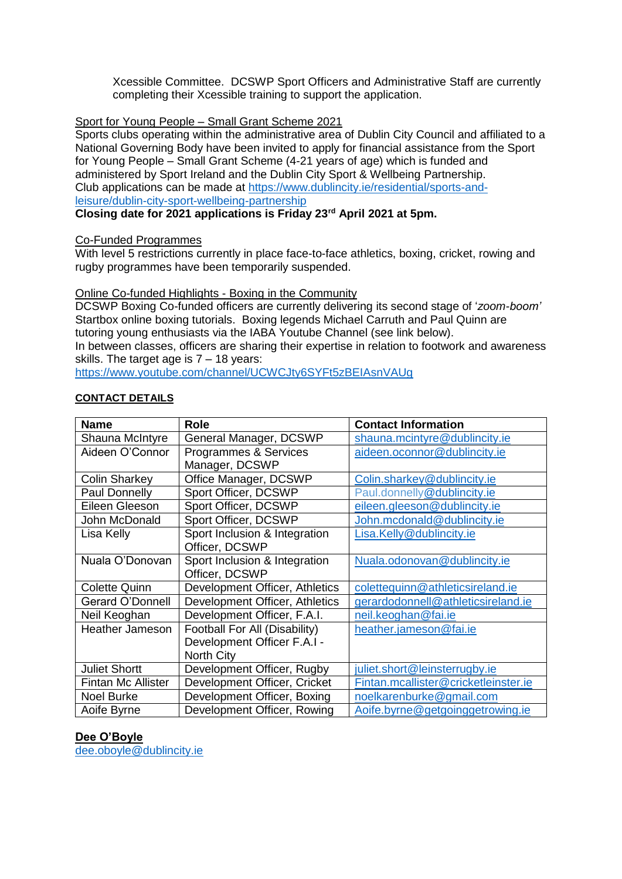Xcessible Committee. DCSWP Sport Officers and Administrative Staff are currently completing their Xcessible training to support the application.

Sport for Young People – Small Grant Scheme 2021

Sports clubs operating within the administrative area of Dublin City Council and affiliated to a National Governing Body have been invited to apply for financial assistance from the Sport for Young People – Small Grant Scheme (4-21 years of age) which is funded and administered by Sport Ireland and the Dublin City Sport & Wellbeing Partnership.
Club applications can be made at https://www.dublincity.ie/residential/sports-and-leisure/dublin-city-sport-wellbeing-partnership

**Closing date for 2021 applications is Friday 23rd April 2021 at 5pm.**

Co-Funded Programmes

With level 5 restrictions currently in place face-to-face athletics, boxing, cricket, rowing and rugby programmes have been temporarily suspended.

Online Co-funded Highlights - Boxing in the Community

DCSWP Boxing Co-funded officers are currently delivering its second stage of '*zoom-boom'* Startbox online boxing tutorials. Boxing legends Michael Carruth and Paul Quinn are tutoring young enthusiasts via the IABA Youtube Channel (see link below).
In between classes, officers are sharing their expertise in relation to footwork and awareness skills. The target age is 7 – 18 years:
https://www.youtube.com/channel/UCWCJty6SYFt5zBEIAsnVAUg

**CONTACT DETAILS**

| Name | Role | Contact Information |
|---|---|---|
| Shauna McIntyre | General Manager, DCSWP | shauna.mcintyre@dublincity.ie |
| Aideen O'Connor | Programmes & Services Manager, DCSWP | aideen.oconnor@dublincity.ie |
| Colin Sharkey | Office Manager, DCSWP | Colin.sharkey@dublincity.ie |
| Paul Donnelly | Sport Officer, DCSWP | Paul.donnelly@dublincity.ie |
| Eileen Gleeson | Sport Officer, DCSWP | eileen.gleeson@dublincity.ie |
| John McDonald | Sport Officer, DCSWP | John.mcdonald@dublincity.ie |
| Lisa Kelly | Sport Inclusion & Integration Officer, DCSWP | Lisa.Kelly@dublincity.ie |
| Nuala O'Donovan | Sport Inclusion & Integration Officer, DCSWP | Nuala.odonovan@dublincity.ie |
| Colette Quinn | Development Officer, Athletics | colettequinn@athleticsireland.ie |
| Gerard O'Donnell | Development Officer, Athletics | gerardodonnell@athleticsireland.ie |
| Neil Keoghan | Development Officer, F.A.I. | neil.keoghan@fai.ie |
| Heather Jameson | Football For All (Disability) Development Officer F.A.I - North City | heather.jameson@fai.ie |
| Juliet Shortt | Development Officer, Rugby | juliet.short@leinsterrugby.ie |
| Fintan Mc Allister | Development Officer, Cricket | Fintan.mcallister@cricketleinster.ie |
| Noel Burke | Development Officer, Boxing | noelkarenburke@gmail.com |
| Aoife Byrne | Development Officer, Rowing | Aoife.byrne@getgoinggetrowing.ie |

**Dee O'Boyle**
dee.oboyle@dublincity.ie